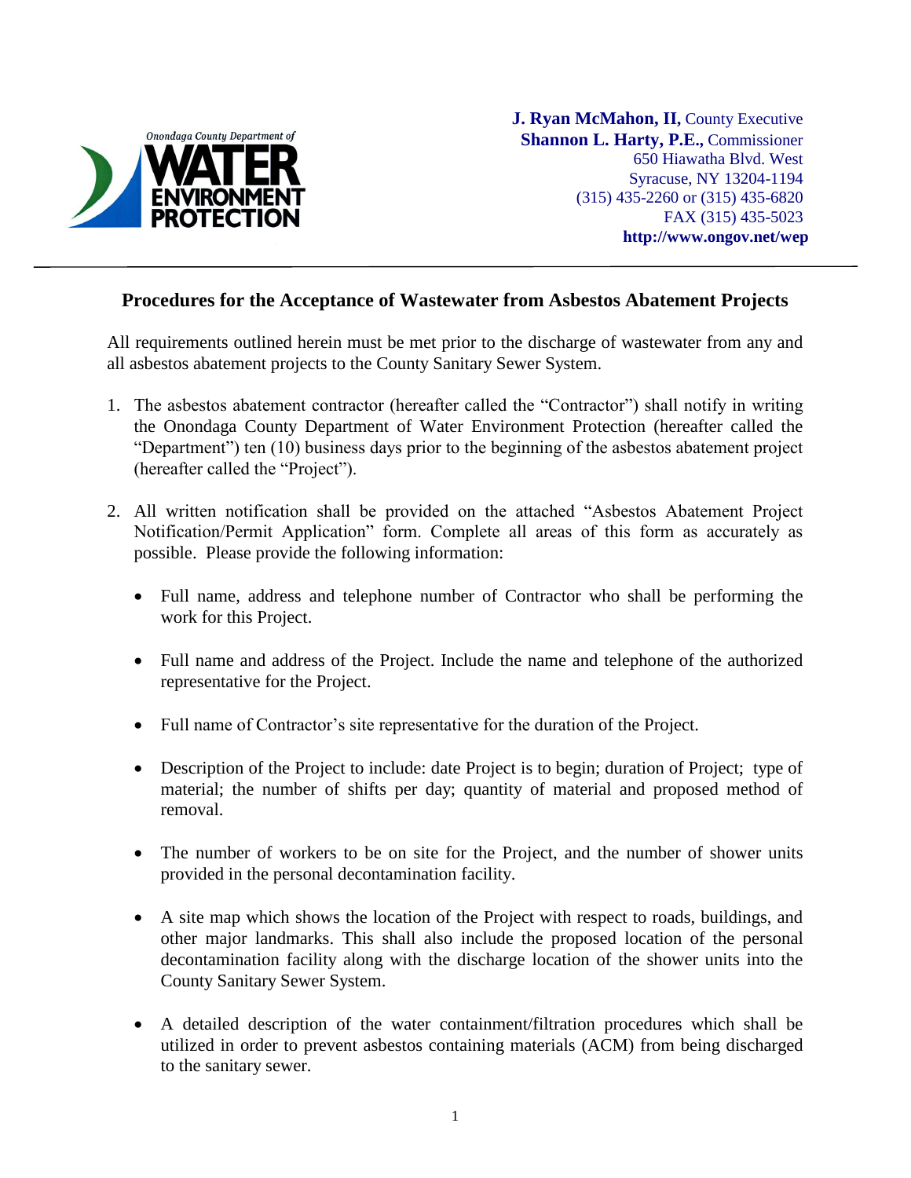Onondaga County Department of WATER ENVIRONMENT PROTECTION

**J. Ryan McMahon, II,** County Executive
**Shannon L. Harty, P.E.,** Commissioner
650 Hiawatha Blvd. West
Syracuse, NY 13204-1194
(315) 435-2260 or (315) 435-6820
FAX (315) 435-5023
**http://www.ongov.net/wep**

---

## Procedures for the Acceptance of Wastewater from Asbestos Abatement Projects

All requirements outlined herein must be met prior to the discharge of wastewater from any and all asbestos abatement projects to the County Sanitary Sewer System.

1. The asbestos abatement contractor (hereafter called the "Contractor") shall notify in writing the Onondaga County Department of Water Environment Protection (hereafter called the "Department") ten (10) business days prior to the beginning of the asbestos abatement project (hereafter called the "Project").

2. All written notification shall be provided on the attached "Asbestos Abatement Project Notification/Permit Application" form. Complete all areas of this form as accurately as possible. Please provide the following information:

   - Full name, address and telephone number of Contractor who shall be performing the work for this Project.

   - Full name and address of the Project. Include the name and telephone of the authorized representative for the Project.

   - Full name of Contractor's site representative for the duration of the Project.

   - Description of the Project to include: date Project is to begin; duration of Project; type of material; the number of shifts per day; quantity of material and proposed method of removal.

   - The number of workers to be on site for the Project, and the number of shower units provided in the personal decontamination facility.

   - A site map which shows the location of the Project with respect to roads, buildings, and other major landmarks. This shall also include the proposed location of the personal decontamination facility along with the discharge location of the shower units into the County Sanitary Sewer System.

   - A detailed description of the water containment/filtration procedures which shall be utilized in order to prevent asbestos containing materials (ACM) from being discharged to the sanitary sewer.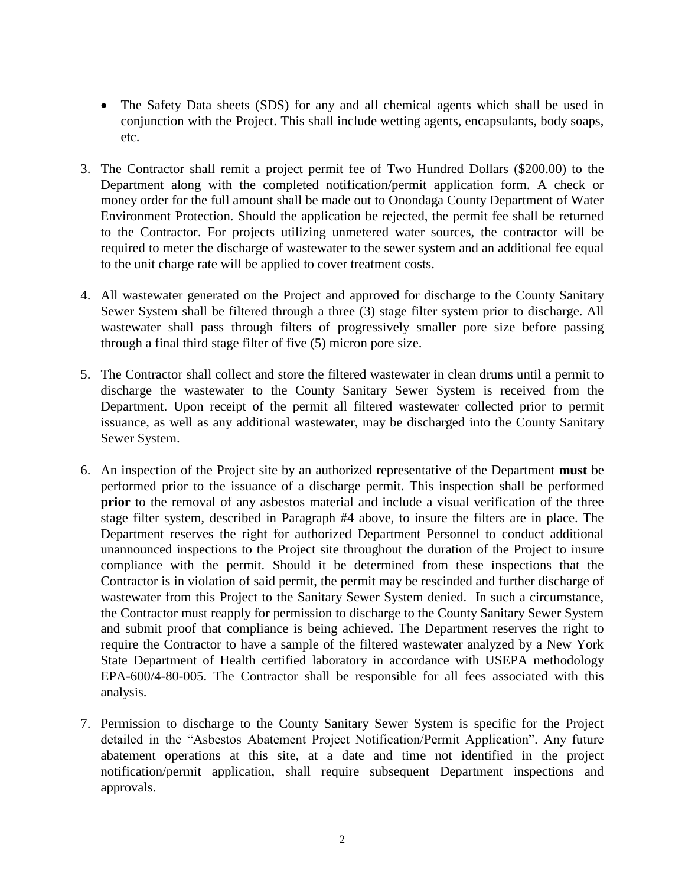- The Safety Data sheets (SDS) for any and all chemical agents which shall be used in conjunction with the Project. This shall include wetting agents, encapsulants, body soaps, etc.

3. The Contractor shall remit a project permit fee of Two Hundred Dollars ($200.00) to the Department along with the completed notification/permit application form. A check or money order for the full amount shall be made out to Onondaga County Department of Water Environment Protection. Should the application be rejected, the permit fee shall be returned to the Contractor. For projects utilizing unmetered water sources, the contractor will be required to meter the discharge of wastewater to the sewer system and an additional fee equal to the unit charge rate will be applied to cover treatment costs.

4. All wastewater generated on the Project and approved for discharge to the County Sanitary Sewer System shall be filtered through a three (3) stage filter system prior to discharge. All wastewater shall pass through filters of progressively smaller pore size before passing through a final third stage filter of five (5) micron pore size.

5. The Contractor shall collect and store the filtered wastewater in clean drums until a permit to discharge the wastewater to the County Sanitary Sewer System is received from the Department. Upon receipt of the permit all filtered wastewater collected prior to permit issuance, as well as any additional wastewater, may be discharged into the County Sanitary Sewer System.

6. An inspection of the Project site by an authorized representative of the Department **must** be performed prior to the issuance of a discharge permit. This inspection shall be performed **prior** to the removal of any asbestos material and include a visual verification of the three stage filter system, described in Paragraph #4 above, to insure the filters are in place. The Department reserves the right for authorized Department Personnel to conduct additional unannounced inspections to the Project site throughout the duration of the Project to insure compliance with the permit. Should it be determined from these inspections that the Contractor is in violation of said permit, the permit may be rescinded and further discharge of wastewater from this Project to the Sanitary Sewer System denied. In such a circumstance, the Contractor must reapply for permission to discharge to the County Sanitary Sewer System and submit proof that compliance is being achieved. The Department reserves the right to require the Contractor to have a sample of the filtered wastewater analyzed by a New York State Department of Health certified laboratory in accordance with USEPA methodology EPA-600/4-80-005. The Contractor shall be responsible for all fees associated with this analysis.

7. Permission to discharge to the County Sanitary Sewer System is specific for the Project detailed in the "Asbestos Abatement Project Notification/Permit Application". Any future abatement operations at this site, at a date and time not identified in the project notification/permit application, shall require subsequent Department inspections and approvals.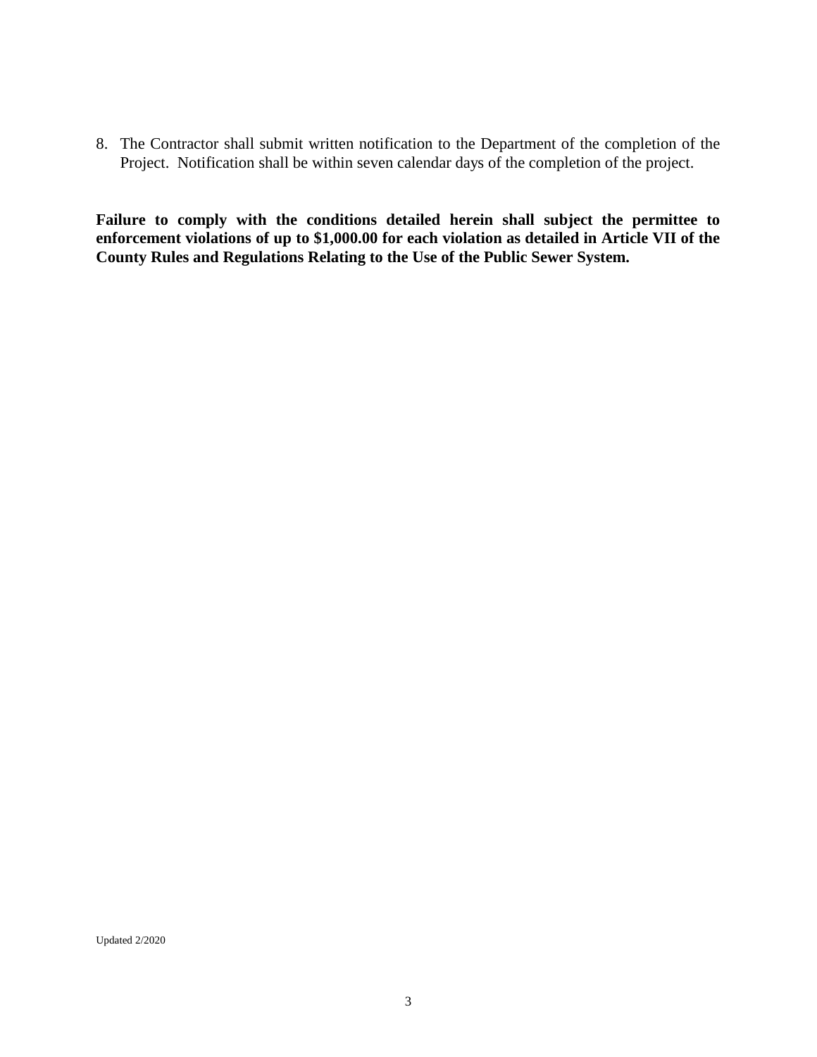8. The Contractor shall submit written notification to the Department of the completion of the Project. Notification shall be within seven calendar days of the completion of the project.

**Failure to comply with the conditions detailed herein shall subject the permittee to enforcement violations of up to $1,000.00 for each violation as detailed in Article VII of the County Rules and Regulations Relating to the Use of the Public Sewer System.**

Updated 2/2020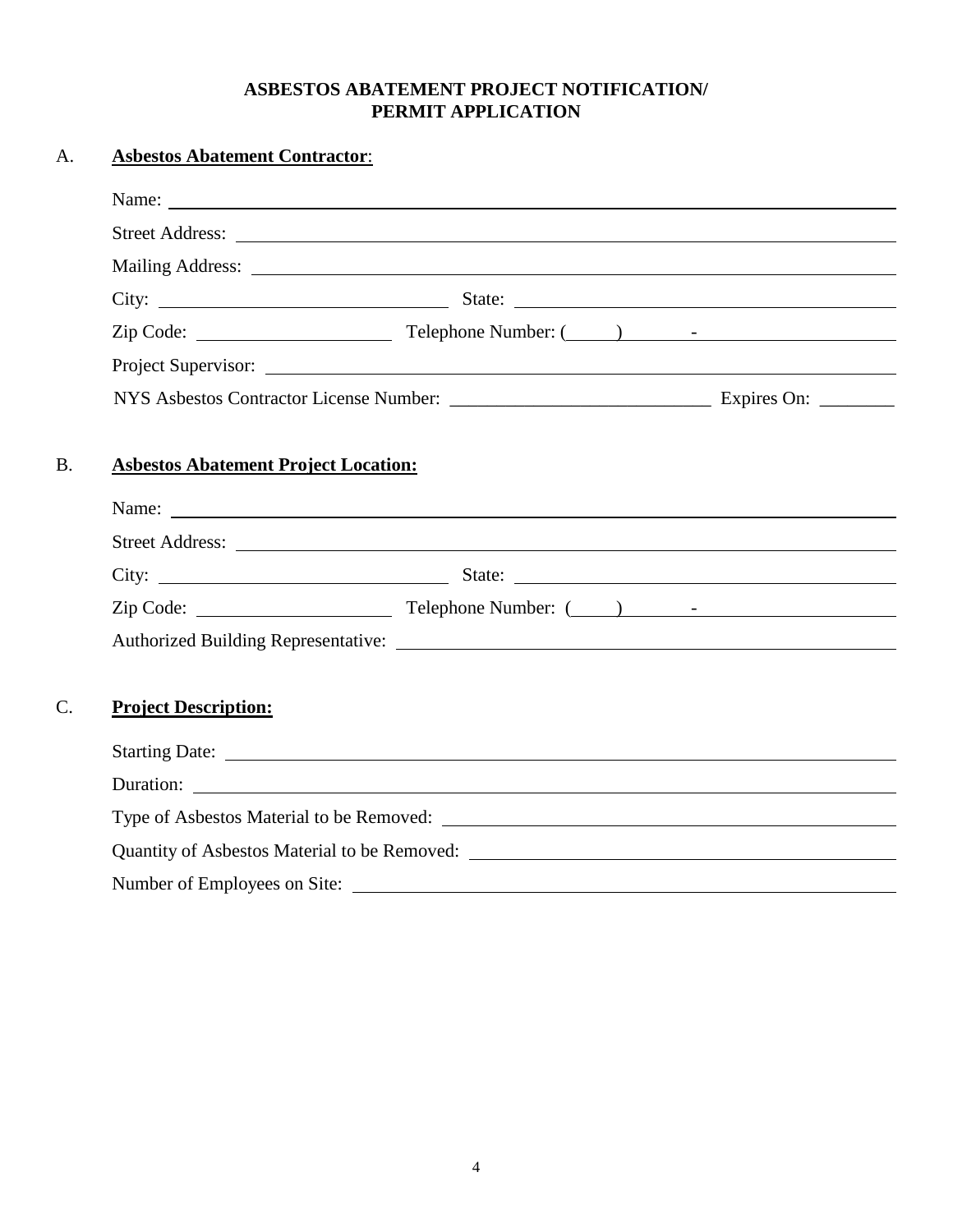# ASBESTOS ABATEMENT PROJECT NOTIFICATION/ PERMIT APPLICATION

## A. Asbestos Abatement Contractor:

Name: ______________________________

Street Address: ______________________________

Mailing Address: ______________________________

City: ______________________________ State: ______________________________

Zip Code: ______________________________ Telephone Number: (_____) _______-______________

Project Supervisor: ______________________________

NYS Asbestos Contractor License Number: ______________________________ Expires On: ________

## B. Asbestos Abatement Project Location:

Name: ______________________________

Street Address: ______________________________

City: ______________________________ State: ______________________________

Zip Code: ______________________________ Telephone Number: (_____) _______-______________

Authorized Building Representative: ______________________________

## C. Project Description:

Starting Date: ______________________________

Duration: ______________________________

Type of Asbestos Material to be Removed: ______________________________

Quantity of Asbestos Material to be Removed: ______________________________

Number of Employees on Site: ______________________________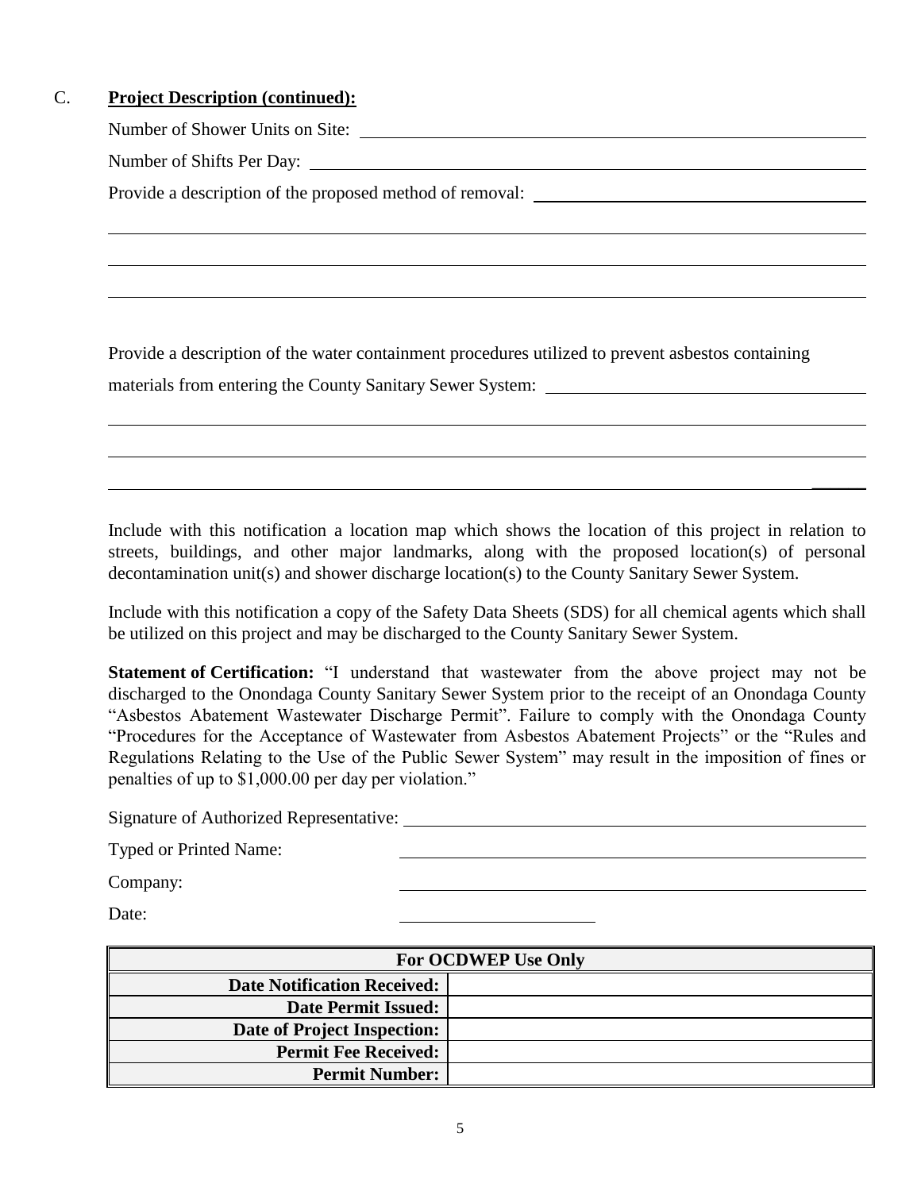C. **Project Description (continued):**

Number of Shower Units on Site: ______________________________

Number of Shifts Per Day: ______________________________

Provide a description of the proposed method of removal: ______________________________

______________________________

______________________________

______________________________

Provide a description of the water containment procedures utilized to prevent asbestos containing materials from entering the County Sanitary Sewer System: ______________________________

______________________________

______________________________

______________________________

Include with this notification a location map which shows the location of this project in relation to streets, buildings, and other major landmarks, along with the proposed location(s) of personal decontamination unit(s) and shower discharge location(s) to the County Sanitary Sewer System.

Include with this notification a copy of the Safety Data Sheets (SDS) for all chemical agents which shall be utilized on this project and may be discharged to the County Sanitary Sewer System.

**Statement of Certification:** "I understand that wastewater from the above project may not be discharged to the Onondaga County Sanitary Sewer System prior to the receipt of an Onondaga County "Asbestos Abatement Wastewater Discharge Permit". Failure to comply with the Onondaga County "Procedures for the Acceptance of Wastewater from Asbestos Abatement Projects" or the "Rules and Regulations Relating to the Use of the Public Sewer System" may result in the imposition of fines or penalties of up to $1,000.00 per day per violation."

Signature of Authorized Representative: ______________________________

Typed or Printed Name: ______________________________

Company: ______________________________

Date: ______________________________

| **For OCDWEP Use Only** | |
|---|---|
| **Date Notification Received:** | |
| **Date Permit Issued:** | |
| **Date of Project Inspection:** | |
| **Permit Fee Received:** | |
| **Permit Number:** | |